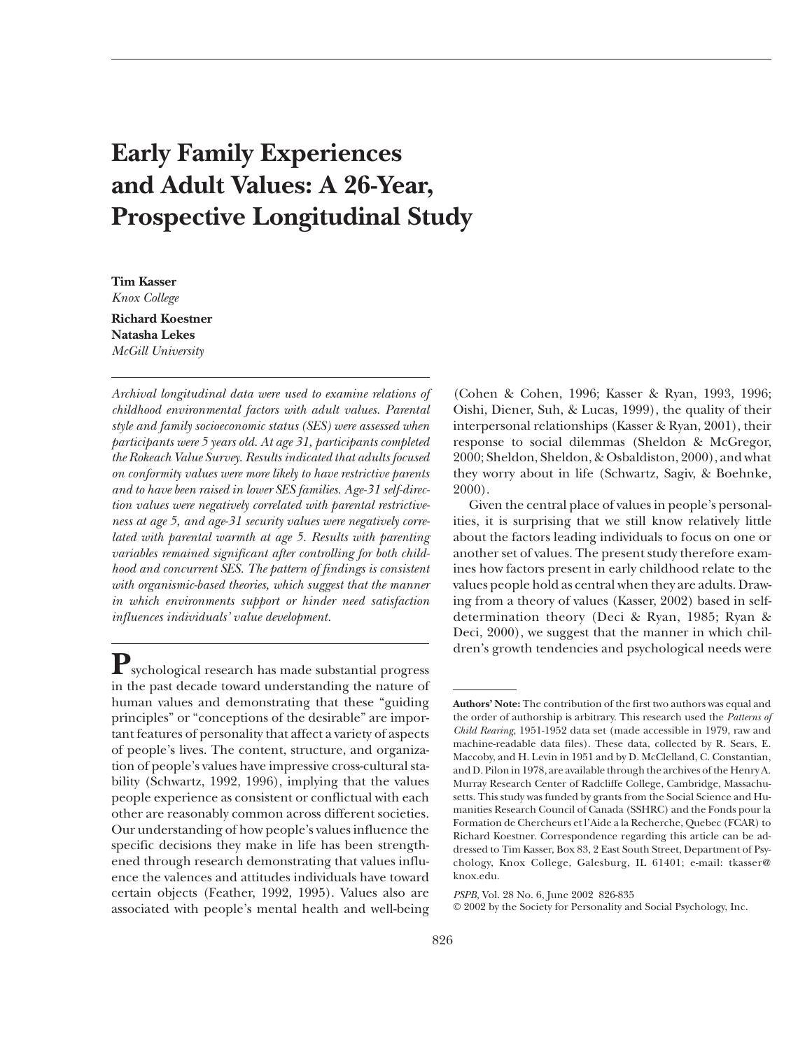# Early Family Experiences and Adult Values: A 26-Year, Prospective Longitudinal Study

**Tim Kasser**
*Knox College*

**Richard Koestner**
**Natasha Lekes**
*McGill University*

*Archival longitudinal data were used to examine relations of childhood environmental factors with adult values. Parental style and family socioeconomic status (SES) were assessed when participants were 5 years old. At age 31, participants completed the Rokeach Value Survey. Results indicated that adults focused on conformity values were more likely to have restrictive parents and to have been raised in lower SES families. Age-31 self-direction values were negatively correlated with parental restrictiveness at age 5, and age-31 security values were negatively correlated with parental warmth at age 5. Results with parenting variables remained significant after controlling for both childhood and concurrent SES. The pattern of findings is consistent with organismic-based theories, which suggest that the manner in which environments support or hinder need satisfaction influences individuals' value development.*

Psychological research has made substantial progress in the past decade toward understanding the nature of human values and demonstrating that these "guiding principles" or "conceptions of the desirable" are important features of personality that affect a variety of aspects of people's lives. The content, structure, and organization of people's values have impressive cross-cultural stability (Schwartz, 1992, 1996), implying that the values people experience as consistent or conflictual with each other are reasonably common across different societies. Our understanding of how people's values influence the specific decisions they make in life has been strengthened through research demonstrating that values influence the valences and attitudes individuals have toward certain objects (Feather, 1992, 1995). Values also are associated with people's mental health and well-being (Cohen & Cohen, 1996; Kasser & Ryan, 1993, 1996; Oishi, Diener, Suh, & Lucas, 1999), the quality of their interpersonal relationships (Kasser & Ryan, 2001), their response to social dilemmas (Sheldon & McGregor, 2000; Sheldon, Sheldon, & Osbaldiston, 2000), and what they worry about in life (Schwartz, Sagiv, & Boehnke, 2000).

Given the central place of values in people's personalities, it is surprising that we still know relatively little about the factors leading individuals to focus on one or another set of values. The present study therefore examines how factors present in early childhood relate to the values people hold as central when they are adults. Drawing from a theory of values (Kasser, 2002) based in self-determination theory (Deci & Ryan, 1985; Ryan & Deci, 2000), we suggest that the manner in which children's growth tendencies and psychological needs were

**Authors' Note:** The contribution of the first two authors was equal and the order of authorship is arbitrary. This research used the *Patterns of Child Rearing*, 1951-1952 data set (made accessible in 1979, raw and machine-readable data files). These data, collected by R. Sears, E. Maccoby, and H. Levin in 1951 and by D. McClelland, C. Constantian, and D. Pilon in 1978, are available through the archives of the Henry A. Murray Research Center of Radcliffe College, Cambridge, Massachusetts. This study was funded by grants from the Social Science and Humanities Research Council of Canada (SSHRC) and the Fonds pour la Formation de Chercheurs et l'Aide a la Recherche, Quebec (FCAR) to Richard Koestner. Correspondence regarding this article can be addressed to Tim Kasser, Box 83, 2 East South Street, Department of Psychology, Knox College, Galesburg, IL 61401; e-mail: tkasser@knox.edu.

*PSPB,* Vol. 28 No. 6, June 2002 826-835
© 2002 by the Society for Personality and Social Psychology, Inc.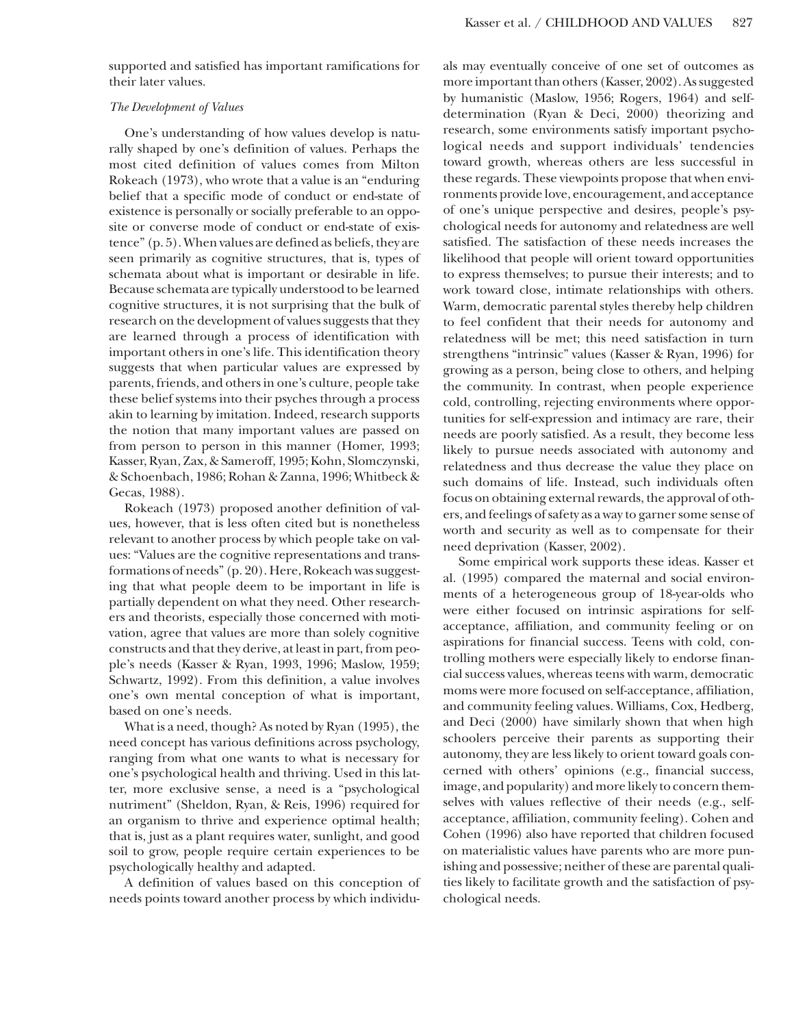supported and satisfied has important ramifications for their later values.

### *The Development of Values*

One's understanding of how values develop is naturally shaped by one's definition of values. Perhaps the most cited definition of values comes from Milton Rokeach (1973), who wrote that a value is an "enduring belief that a specific mode of conduct or end-state of existence is personally or socially preferable to an opposite or converse mode of conduct or end-state of existence" (p. 5). When values are defined as beliefs, they are seen primarily as cognitive structures, that is, types of schemata about what is important or desirable in life. Because schemata are typically understood to be learned cognitive structures, it is not surprising that the bulk of research on the development of values suggests that they are learned through a process of identification with important others in one's life. This identification theory suggests that when particular values are expressed by parents, friends, and others in one's culture, people take these belief systems into their psyches through a process akin to learning by imitation. Indeed, research supports the notion that many important values are passed on from person to person in this manner (Homer, 1993; Kasser, Ryan, Zax, & Sameroff, 1995; Kohn, Slomczynski, & Schoenbach, 1986; Rohan & Zanna, 1996; Whitbeck & Gecas, 1988).

Rokeach (1973) proposed another definition of values, however, that is less often cited but is nonetheless relevant to another process by which people take on values: "Values are the cognitive representations and transformations of needs" (p. 20). Here, Rokeach was suggesting that what people deem to be important in life is partially dependent on what they need. Other researchers and theorists, especially those concerned with motivation, agree that values are more than solely cognitive constructs and that they derive, at least in part, from people's needs (Kasser & Ryan, 1993, 1996; Maslow, 1959; Schwartz, 1992). From this definition, a value involves one's own mental conception of what is important, based on one's needs.

What is a need, though? As noted by Ryan (1995), the need concept has various definitions across psychology, ranging from what one wants to what is necessary for one's psychological health and thriving. Used in this latter, more exclusive sense, a need is a "psychological nutriment" (Sheldon, Ryan, & Reis, 1996) required for an organism to thrive and experience optimal health; that is, just as a plant requires water, sunlight, and good soil to grow, people require certain experiences to be psychologically healthy and adapted.

A definition of values based on this conception of needs points toward another process by which individuals may eventually conceive of one set of outcomes as more important than others (Kasser, 2002). As suggested by humanistic (Maslow, 1956; Rogers, 1964) and self-determination (Ryan & Deci, 2000) theorizing and research, some environments satisfy important psychological needs and support individuals' tendencies toward growth, whereas others are less successful in these regards. These viewpoints propose that when environments provide love, encouragement, and acceptance of one's unique perspective and desires, people's psychological needs for autonomy and relatedness are well satisfied. The satisfaction of these needs increases the likelihood that people will orient toward opportunities to express themselves; to pursue their interests; and to work toward close, intimate relationships with others. Warm, democratic parental styles thereby help children to feel confident that their needs for autonomy and relatedness will be met; this need satisfaction in turn strengthens "intrinsic" values (Kasser & Ryan, 1996) for growing as a person, being close to others, and helping the community. In contrast, when people experience cold, controlling, rejecting environments where opportunities for self-expression and intimacy are rare, their needs are poorly satisfied. As a result, they become less likely to pursue needs associated with autonomy and relatedness and thus decrease the value they place on such domains of life. Instead, such individuals often focus on obtaining external rewards, the approval of others, and feelings of safety as a way to garner some sense of worth and security as well as to compensate for their need deprivation (Kasser, 2002).

Some empirical work supports these ideas. Kasser et al. (1995) compared the maternal and social environments of a heterogeneous group of 18-year-olds who were either focused on intrinsic aspirations for self-acceptance, affiliation, and community feeling or on aspirations for financial success. Teens with cold, controlling mothers were especially likely to endorse financial success values, whereas teens with warm, democratic moms were more focused on self-acceptance, affiliation, and community feeling values. Williams, Cox, Hedberg, and Deci (2000) have similarly shown that when high schoolers perceive their parents as supporting their autonomy, they are less likely to orient toward goals concerned with others' opinions (e.g., financial success, image, and popularity) and more likely to concern themselves with values reflective of their needs (e.g., self-acceptance, affiliation, community feeling). Cohen and Cohen (1996) also have reported that children focused on materialistic values have parents who are more punishing and possessive; neither of these are parental qualities likely to facilitate growth and the satisfaction of psychological needs.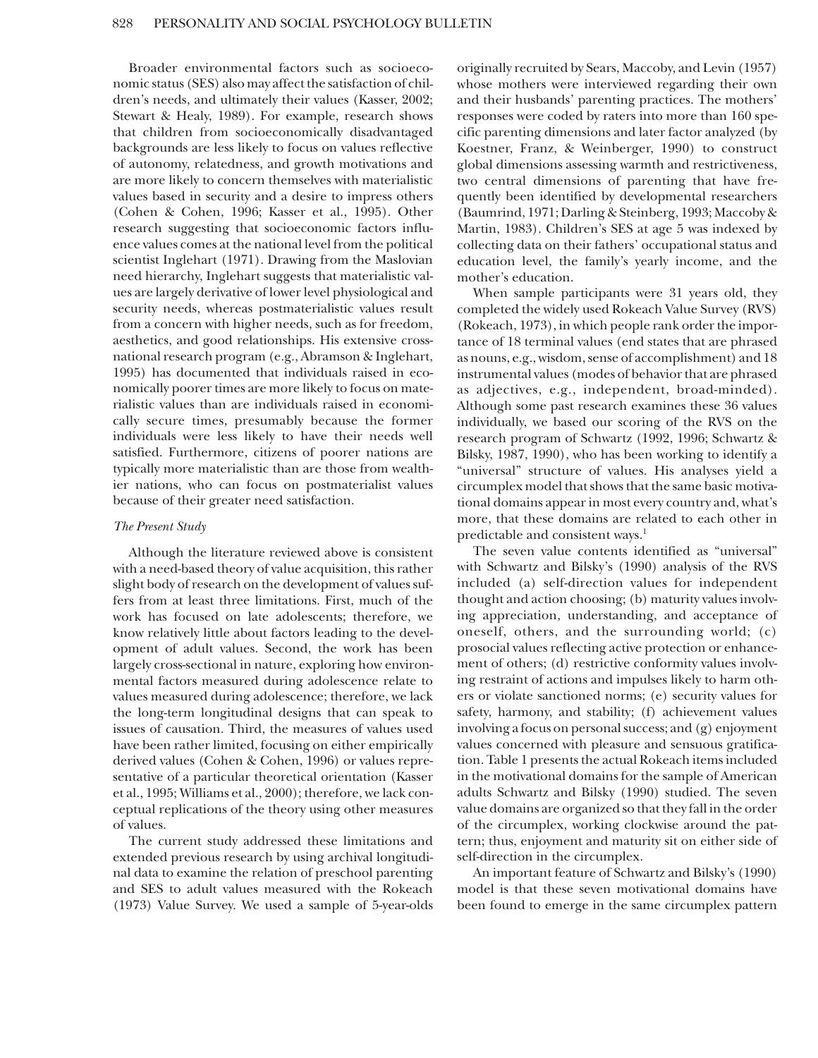Broader environmental factors such as socioeconomic status (SES) also may affect the satisfaction of children's needs, and ultimately their values (Kasser, 2002; Stewart & Healy, 1989). For example, research shows that children from socioeconomically disadvantaged backgrounds are less likely to focus on values reflective of autonomy, relatedness, and growth motivations and are more likely to concern themselves with materialistic values based in security and a desire to impress others (Cohen & Cohen, 1996; Kasser et al., 1995). Other research suggesting that socioeconomic factors influence values comes at the national level from the political scientist Inglehart (1971). Drawing from the Maslovian need hierarchy, Inglehart suggests that materialistic values are largely derivative of lower level physiological and security needs, whereas postmaterialistic values result from a concern with higher needs, such as for freedom, aesthetics, and good relationships. His extensive cross-national research program (e.g., Abramson & Inglehart, 1995) has documented that individuals raised in economically poorer times are more likely to focus on materialistic values than are individuals raised in economically secure times, presumably because the former individuals were less likely to have their needs well satisfied. Furthermore, citizens of poorer nations are typically more materialistic than are those from wealthier nations, who can focus on postmaterialist values because of their greater need satisfaction.

### *The Present Study*

Although the literature reviewed above is consistent with a need-based theory of value acquisition, this rather slight body of research on the development of values suffers from at least three limitations. First, much of the work has focused on late adolescents; therefore, we know relatively little about factors leading to the development of adult values. Second, the work has been largely cross-sectional in nature, exploring how environmental factors measured during adolescence relate to values measured during adolescence; therefore, we lack the long-term longitudinal designs that can speak to issues of causation. Third, the measures of values used have been rather limited, focusing on either empirically derived values (Cohen & Cohen, 1996) or values representative of a particular theoretical orientation (Kasser et al., 1995; Williams et al., 2000); therefore, we lack conceptual replications of the theory using other measures of values.

The current study addressed these limitations and extended previous research by using archival longitudinal data to examine the relation of preschool parenting and SES to adult values measured with the Rokeach (1973) Value Survey. We used a sample of 5-year-olds originally recruited by Sears, Maccoby, and Levin (1957) whose mothers were interviewed regarding their own and their husbands' parenting practices. The mothers' responses were coded by raters into more than 160 specific parenting dimensions and later factor analyzed (by Koestner, Franz, & Weinberger, 1990) to construct global dimensions assessing warmth and restrictiveness, two central dimensions of parenting that have frequently been identified by developmental researchers (Baumrind, 1971; Darling & Steinberg, 1993; Maccoby & Martin, 1983). Children's SES at age 5 was indexed by collecting data on their fathers' occupational status and education level, the family's yearly income, and the mother's education.

When sample participants were 31 years old, they completed the widely used Rokeach Value Survey (RVS) (Rokeach, 1973), in which people rank order the importance of 18 terminal values (end states that are phrased as nouns, e.g., wisdom, sense of accomplishment) and 18 instrumental values (modes of behavior that are phrased as adjectives, e.g., independent, broad-minded). Although some past research examines these 36 values individually, we based our scoring of the RVS on the research program of Schwartz (1992, 1996; Schwartz & Bilsky, 1987, 1990), who has been working to identify a "universal" structure of values. His analyses yield a circumplex model that shows that the same basic motivational domains appear in most every country and, what's more, that these domains are related to each other in predictable and consistent ways.[1]

The seven value contents identified as "universal" with Schwartz and Bilsky's (1990) analysis of the RVS included (a) self-direction values for independent thought and action choosing; (b) maturity values involving appreciation, understanding, and acceptance of oneself, others, and the surrounding world; (c) prosocial values reflecting active protection or enhancement of others; (d) restrictive conformity values involving restraint of actions and impulses likely to harm others or violate sanctioned norms; (e) security values for safety, harmony, and stability; (f) achievement values involving a focus on personal success; and (g) enjoyment values concerned with pleasure and sensuous gratification. Table 1 presents the actual Rokeach items included in the motivational domains for the sample of American adults Schwartz and Bilsky (1990) studied. The seven value domains are organized so that they fall in the order of the circumplex, working clockwise around the pattern; thus, enjoyment and maturity sit on either side of self-direction in the circumplex.

An important feature of Schwartz and Bilsky's (1990) model is that these seven motivational domains have been found to emerge in the same circumplex pattern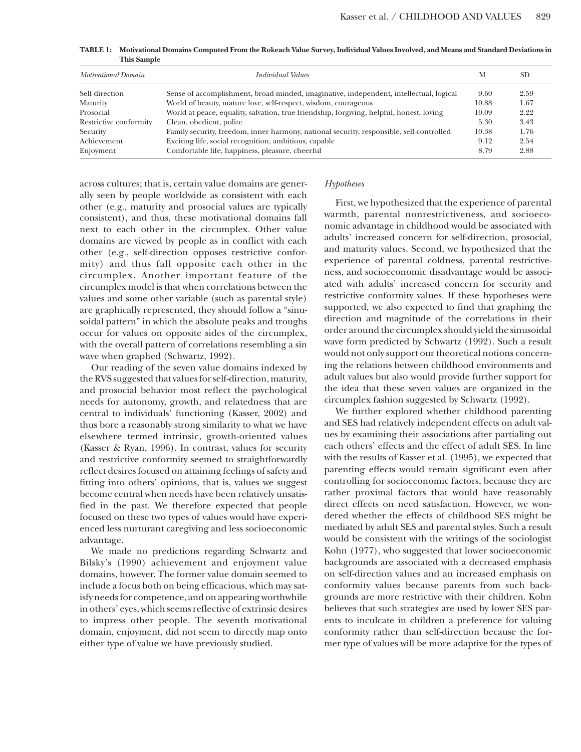**TABLE 1: Motivational Domains Computed From the Rokeach Value Survey, Individual Values Involved, and Means and Standard Deviations in This Sample**

| *Motivational Domain* | *Individual Values* | M | SD |
|---|---|---|---|
| Self-direction | Sense of accomplishment, broad-minded, imaginative, independent, intellectual, logical | 9.60 | 2.59 |
| Maturity | World of beauty, mature love, self-respect, wisdom, courageous | 10.88 | 1.67 |
| Prosocial | World at peace, equality, salvation, true friendship, forgiving, helpful, honest, loving | 10.09 | 2.22 |
| Restrictive conformity | Clean, obedient, polite | 5.30 | 3.43 |
| Security | Family security, freedom, inner harmony, national security, responsible, self-controlled | 10.38 | 1.76 |
| Achievement | Exciting life, social recognition, ambitious, capable | 9.12 | 2.54 |
| Enjoyment | Comfortable life, happiness, pleasure, cheerful | 8.79 | 2.88 |

across cultures; that is, certain value domains are generally seen by people worldwide as consistent with each other (e.g., maturity and prosocial values are typically consistent), and thus, these motivational domains fall next to each other in the circumplex. Other value domains are viewed by people as in conflict with each other (e.g., self-direction opposes restrictive conformity) and thus fall opposite each other in the circumplex. Another important feature of the circumplex model is that when correlations between the values and some other variable (such as parental style) are graphically represented, they should follow a "sinusoidal pattern" in which the absolute peaks and troughs occur for values on opposite sides of the circumplex, with the overall pattern of correlations resembling a sin wave when graphed (Schwartz, 1992).

Our reading of the seven value domains indexed by the RVS suggested that values for self-direction, maturity, and prosocial behavior most reflect the psychological needs for autonomy, growth, and relatedness that are central to individuals' functioning (Kasser, 2002) and thus bore a reasonably strong similarity to what we have elsewhere termed intrinsic, growth-oriented values (Kasser & Ryan, 1996). In contrast, values for security and restrictive conformity seemed to straightforwardly reflect desires focused on attaining feelings of safety and fitting into others' opinions, that is, values we suggest become central when needs have been relatively unsatisfied in the past. We therefore expected that people focused on these two types of values would have experienced less nurturant caregiving and less socioeconomic advantage.

We made no predictions regarding Schwartz and Bilsky's (1990) achievement and enjoyment value domains, however. The former value domain seemed to include a focus both on being efficacious, which may satisfy needs for competence, and on appearing worthwhile in others' eyes, which seems reflective of extrinsic desires to impress other people. The seventh motivational domain, enjoyment, did not seem to directly map onto either type of value we have previously studied.

### *Hypotheses*

First, we hypothesized that the experience of parental warmth, parental nonrestrictiveness, and socioeconomic advantage in childhood would be associated with adults' increased concern for self-direction, prosocial, and maturity values. Second, we hypothesized that the experience of parental coldness, parental restrictiveness, and socioeconomic disadvantage would be associated with adults' increased concern for security and restrictive conformity values. If these hypotheses were supported, we also expected to find that graphing the direction and magnitude of the correlations in their order around the circumplex should yield the sinusoidal wave form predicted by Schwartz (1992). Such a result would not only support our theoretical notions concerning the relations between childhood environments and adult values but also would provide further support for the idea that these seven values are organized in the circumplex fashion suggested by Schwartz (1992).

We further explored whether childhood parenting and SES had relatively independent effects on adult values by examining their associations after partialing out each others' effects and the effect of adult SES. In line with the results of Kasser et al. (1995), we expected that parenting effects would remain significant even after controlling for socioeconomic factors, because they are rather proximal factors that would have reasonably direct effects on need satisfaction. However, we wondered whether the effects of childhood SES might be mediated by adult SES and parental styles. Such a result would be consistent with the writings of the sociologist Kohn (1977), who suggested that lower socioeconomic backgrounds are associated with a decreased emphasis on self-direction values and an increased emphasis on conformity values because parents from such backgrounds are more restrictive with their children. Kohn believes that such strategies are used by lower SES parents to inculcate in children a preference for valuing conformity rather than self-direction because the former type of values will be more adaptive for the types of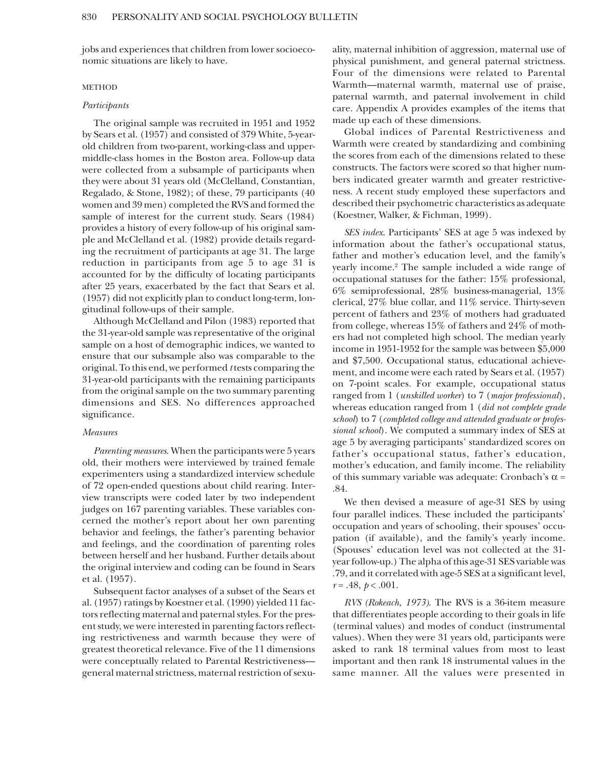jobs and experiences that children from lower socioeconomic situations are likely to have.

## METHOD

### *Participants*

The original sample was recruited in 1951 and 1952 by Sears et al. (1957) and consisted of 379 White, 5-year-old children from two-parent, working-class and upper-middle-class homes in the Boston area. Follow-up data were collected from a subsample of participants when they were about 31 years old (McClelland, Constantian, Regalado, & Stone, 1982); of these, 79 participants (40 women and 39 men) completed the RVS and formed the sample of interest for the current study. Sears (1984) provides a history of every follow-up of his original sample and McClelland et al. (1982) provide details regarding the recruitment of participants at age 31. The large reduction in participants from age 5 to age 31 is accounted for by the difficulty of locating participants after 25 years, exacerbated by the fact that Sears et al. (1957) did not explicitly plan to conduct long-term, longitudinal follow-ups of their sample.

Although McClelland and Pilon (1983) reported that the 31-year-old sample was representative of the original sample on a host of demographic indices, we wanted to ensure that our subsample also was comparable to the original. To this end, we performed *t* tests comparing the 31-year-old participants with the remaining participants from the original sample on the two summary parenting dimensions and SES. No differences approached significance.

### *Measures*

*Parenting measures*. When the participants were 5 years old, their mothers were interviewed by trained female experimenters using a standardized interview schedule of 72 open-ended questions about child rearing. Interview transcripts were coded later by two independent judges on 167 parenting variables. These variables concerned the mother's report about her own parenting behavior and feelings, the father's parenting behavior and feelings, and the coordination of parenting roles between herself and her husband. Further details about the original interview and coding can be found in Sears et al. (1957).

Subsequent factor analyses of a subset of the Sears et al. (1957) ratings by Koestner et al. (1990) yielded 11 factors reflecting maternal and paternal styles. For the present study, we were interested in parenting factors reflecting restrictiveness and warmth because they were of greatest theoretical relevance. Five of the 11 dimensions were conceptually related to Parental Restrictiveness—general maternal strictness, maternal restriction of sexuality, maternal inhibition of aggression, maternal use of physical punishment, and general paternal strictness. Four of the dimensions were related to Parental Warmth—maternal warmth, maternal use of praise, paternal warmth, and paternal involvement in child care. Appendix A provides examples of the items that made up each of these dimensions.

Global indices of Parental Restrictiveness and Warmth were created by standardizing and combining the scores from each of the dimensions related to these constructs. The factors were scored so that higher numbers indicated greater warmth and greater restrictiveness. A recent study employed these superfactors and described their psychometric characteristics as adequate (Koestner, Walker, & Fichman, 1999).

*SES index*. Participants' SES at age 5 was indexed by information about the father's occupational status, father and mother's education level, and the family's yearly income.[2] The sample included a wide range of occupational statuses for the father: 15% professional, 6% semiprofessional, 28% business-managerial, 13% clerical, 27% blue collar, and 11% service. Thirty-seven percent of fathers and 23% of mothers had graduated from college, whereas 15% of fathers and 24% of mothers had not completed high school. The median yearly income in 1951-1952 for the sample was between $5,000 and $7,500. Occupational status, educational achievement, and income were each rated by Sears et al. (1957) on 7-point scales. For example, occupational status ranged from 1 (*unskilled worker*) to 7 (*major professional*), whereas education ranged from 1 (*did not complete grade school*) to 7 (*completed college and attended graduate or professional school*). We computed a summary index of SES at age 5 by averaging participants' standardized scores on father's occupational status, father's education, mother's education, and family income. The reliability of this summary variable was adequate: Cronbach's $\alpha$ = .84.

We then devised a measure of age-31 SES by using four parallel indices. These included the participants' occupation and years of schooling, their spouses' occupation (if available), and the family's yearly income. (Spouses' education level was not collected at the 31-year follow-up.) The alpha of this age-31 SES variable was .79, and it correlated with age-5 SES at a significant level, $r = .48$, $p < .001$.

*RVS (Rokeach, 1973)*. The RVS is a 36-item measure that differentiates people according to their goals in life (terminal values) and modes of conduct (instrumental values). When they were 31 years old, participants were asked to rank 18 terminal values from most to least important and then rank 18 instrumental values in the same manner. All the values were presented in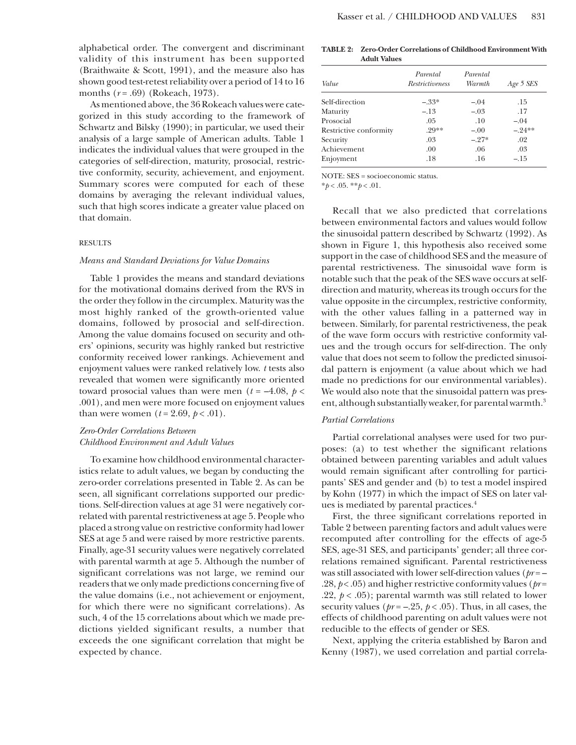alphabetical order. The convergent and discriminant validity of this instrument has been supported (Braithwaite & Scott, 1991), and the measure also has shown good test-retest reliability over a period of 14 to 16 months ($r = .69$) (Rokeach, 1973).

As mentioned above, the 36 Rokeach values were categorized in this study according to the framework of Schwartz and Bilsky (1990); in particular, we used their analysis of a large sample of American adults. Table 1 indicates the individual values that were grouped in the categories of self-direction, maturity, prosocial, restrictive conformity, security, achievement, and enjoyment. Summary scores were computed for each of these domains by averaging the relevant individual values, such that high scores indicate a greater value placed on that domain.

## RESULTS

### *Means and Standard Deviations for Value Domains*

Table 1 provides the means and standard deviations for the motivational domains derived from the RVS in the order they follow in the circumplex. Maturity was the most highly ranked of the growth-oriented value domains, followed by prosocial and self-direction. Among the value domains focused on security and others' opinions, security was highly ranked but restrictive conformity received lower rankings. Achievement and enjoyment values were ranked relatively low. *t* tests also revealed that women were significantly more oriented toward prosocial values than were men ($t = -4.08$, $p < .001$), and men were more focused on enjoyment values than were women ($t = 2.69$, $p < .01$).

### *Zero-Order Correlations Between Childhood Environment and Adult Values*

To examine how childhood environmental characteristics relate to adult values, we began by conducting the zero-order correlations presented in Table 2. As can be seen, all significant correlations supported our predictions. Self-direction values at age 31 were negatively correlated with parental restrictiveness at age 5. People who placed a strong value on restrictive conformity had lower SES at age 5 and were raised by more restrictive parents. Finally, age-31 security values were negatively correlated with parental warmth at age 5. Although the number of significant correlations was not large, we remind our readers that we only made predictions concerning five of the value domains (i.e., not achievement or enjoyment, for which there were no significant correlations). As such, 4 of the 15 correlations about which we made predictions yielded significant results, a number that exceeds the one significant correlation that might be expected by chance.

**TABLE 2: Zero-Order Correlations of Childhood Environment With Adult Values**

| *Value* | *Parental Restrictiveness* | *Parental Warmth* | *Age 5 SES* |
|---|---|---|---|
| Self-direction | –.33* | –.04 | .15 |
| Maturity | –.13 | –.03 | .17 |
| Prosocial | .05 | .10 | –.04 |
| Restrictive conformity | .29** | –.00 | –.24** |
| Security | .03 | –.27* | .02 |
| Achievement | .00 | .06 | .03 |
| Enjoyment | .18 | .16 | –.15 |

NOTE: SES = socioeconomic status.
*$p < .05$. **$p < .01$.

Recall that we also predicted that correlations between environmental factors and values would follow the sinusoidal pattern described by Schwartz (1992). As shown in Figure 1, this hypothesis also received some support in the case of childhood SES and the measure of parental restrictiveness. The sinusoidal wave form is notable such that the peak of the SES wave occurs at self-direction and maturity, whereas its trough occurs for the value opposite in the circumplex, restrictive conformity, with the other values falling in a patterned way in between. Similarly, for parental restrictiveness, the peak of the wave form occurs with restrictive conformity values and the trough occurs for self-direction. The only value that does not seem to follow the predicted sinusoidal pattern is enjoyment (a value about which we had made no predictions for our environmental variables). We would also note that the sinusoidal pattern was present, although substantially weaker, for parental warmth.[3]

### *Partial Correlations*

Partial correlational analyses were used for two purposes: (a) to test whether the significant relations obtained between parenting variables and adult values would remain significant after controlling for participants' SES and gender and (b) to test a model inspired by Kohn (1977) in which the impact of SES on later values is mediated by parental practices.[4]

First, the three significant correlations reported in Table 2 between parenting factors and adult values were recomputed after controlling for the effects of age-5 SES, age-31 SES, and participants' gender; all three correlations remained significant. Parental restrictiveness was still associated with lower self-direction values ($pr = -.28$, $p < .05$) and higher restrictive conformity values ($pr = .22$, $p < .05$); parental warmth was still related to lower security values ($pr = -.25$, $p < .05$). Thus, in all cases, the effects of childhood parenting on adult values were not reducible to the effects of gender or SES.

Next, applying the criteria established by Baron and Kenny (1987), we used correlation and partial correla-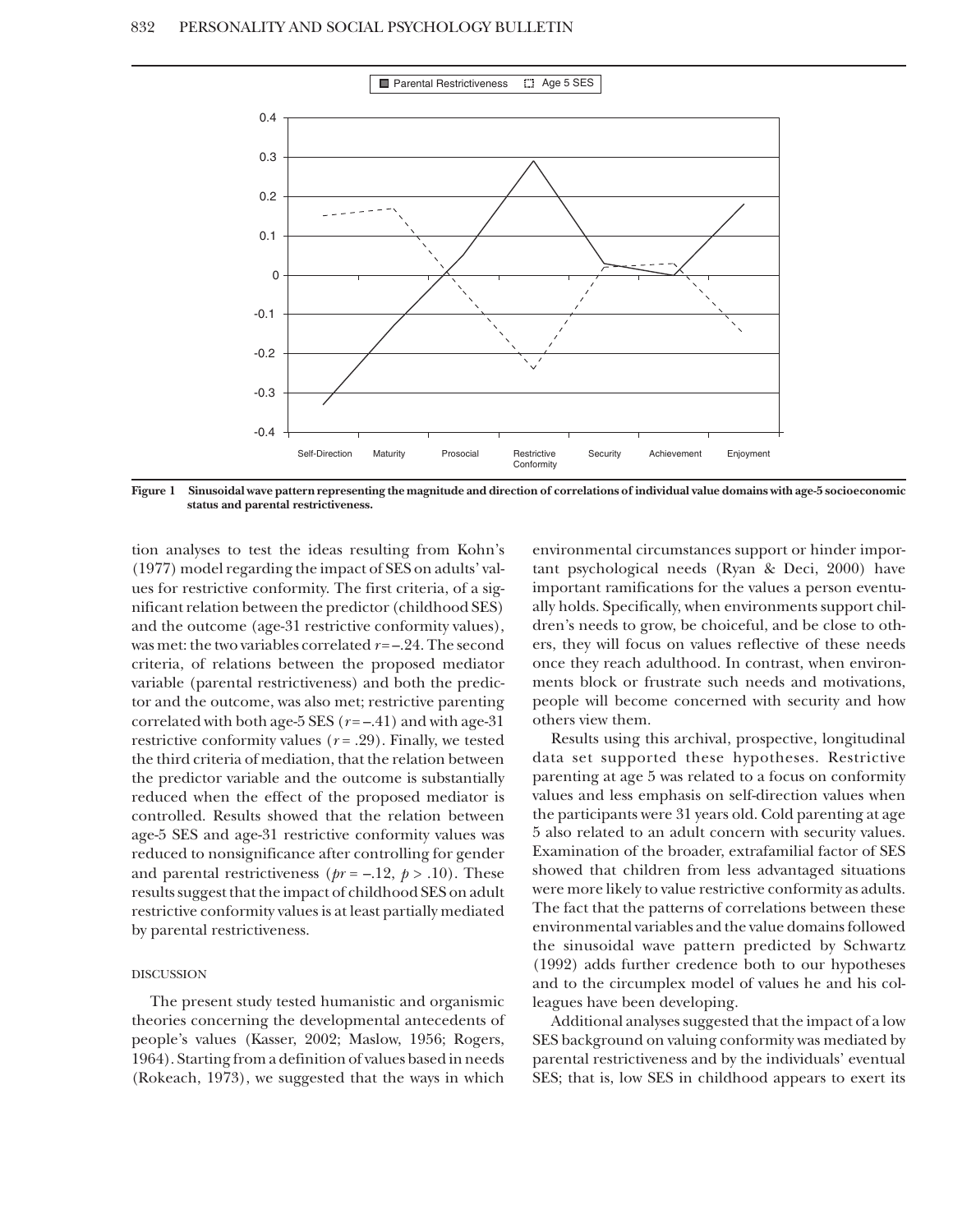Parental Restrictiveness
Age 5 SES

0.4
0.3
0.2
0.1
0
-0.1
-0.2
-0.3
-0.4

Self-Direction
Maturity
Prosocial
Restrictive Conformity
Security
Achievement
Enjoyment

**Figure 1 Sinusoidal wave pattern representing the magnitude and direction of correlations of individual value domains with age-5 socioeconomic status and parental restrictiveness.**

tion analyses to test the ideas resulting from Kohn's (1977) model regarding the impact of SES on adults' values for restrictive conformity. The first criteria, of a significant relation between the predictor (childhood SES) and the outcome (age-31 restrictive conformity values), was met: the two variables correlated $r = -.24$. The second criteria, of relations between the proposed mediator variable (parental restrictiveness) and both the predictor and the outcome, was also met; restrictive parenting correlated with both age-5 SES ($r = -.41$) and with age-31 restrictive conformity values ($r = .29$). Finally, we tested the third criteria of mediation, that the relation between the predictor variable and the outcome is substantially reduced when the effect of the proposed mediator is controlled. Results showed that the relation between age-5 SES and age-31 restrictive conformity values was reduced to nonsignificance after controlling for gender and parental restrictiveness ($pr = -.12$, $p > .10$). These results suggest that the impact of childhood SES on adult restrictive conformity values is at least partially mediated by parental restrictiveness.

## DISCUSSION

The present study tested humanistic and organismic theories concerning the developmental antecedents of people's values (Kasser, 2002; Maslow, 1956; Rogers, 1964). Starting from a definition of values based in needs (Rokeach, 1973), we suggested that the ways in which environmental circumstances support or hinder important psychological needs (Ryan & Deci, 2000) have important ramifications for the values a person eventually holds. Specifically, when environments support children's needs to grow, be choiceful, and be close to others, they will focus on values reflective of these needs once they reach adulthood. In contrast, when environments block or frustrate such needs and motivations, people will become concerned with security and how others view them.

Results using this archival, prospective, longitudinal data set supported these hypotheses. Restrictive parenting at age 5 was related to a focus on conformity values and less emphasis on self-direction values when the participants were 31 years old. Cold parenting at age 5 also related to an adult concern with security values. Examination of the broader, extrafamilial factor of SES showed that children from less advantaged situations were more likely to value restrictive conformity as adults. The fact that the patterns of correlations between these environmental variables and the value domains followed the sinusoidal wave pattern predicted by Schwartz (1992) adds further credence both to our hypotheses and to the circumplex model of values he and his colleagues have been developing.

Additional analyses suggested that the impact of a low SES background on valuing conformity was mediated by parental restrictiveness and by the individuals' eventual SES; that is, low SES in childhood appears to exert its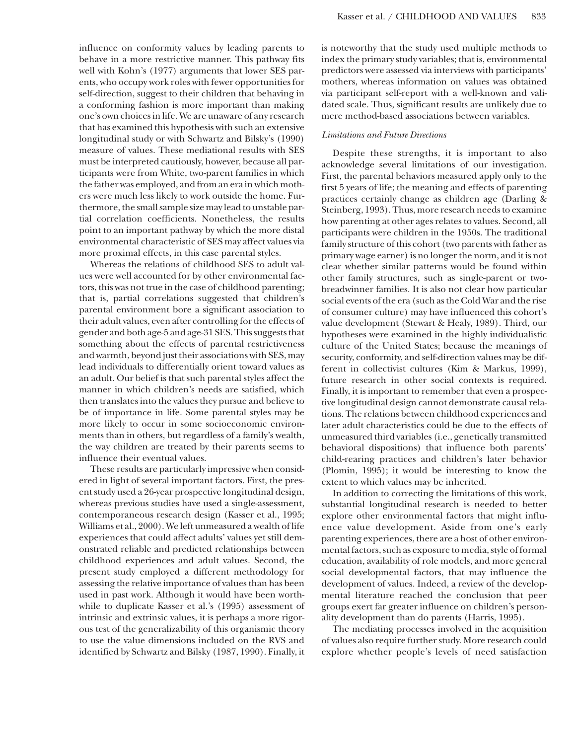influence on conformity values by leading parents to behave in a more restrictive manner. This pathway fits well with Kohn's (1977) arguments that lower SES parents, who occupy work roles with fewer opportunities for self-direction, suggest to their children that behaving in a conforming fashion is more important than making one's own choices in life. We are unaware of any research that has examined this hypothesis with such an extensive longitudinal study or with Schwartz and Bilsky's (1990) measure of values. These mediational results with SES must be interpreted cautiously, however, because all participants were from White, two-parent families in which the father was employed, and from an era in which mothers were much less likely to work outside the home. Furthermore, the small sample size may lead to unstable partial correlation coefficients. Nonetheless, the results point to an important pathway by which the more distal environmental characteristic of SES may affect values via more proximal effects, in this case parental styles.

Whereas the relations of childhood SES to adult values were well accounted for by other environmental factors, this was not true in the case of childhood parenting; that is, partial correlations suggested that children's parental environment bore a significant association to their adult values, even after controlling for the effects of gender and both age-5 and age-31 SES. This suggests that something about the effects of parental restrictiveness and warmth, beyond just their associations with SES, may lead individuals to differentially orient toward values as an adult. Our belief is that such parental styles affect the manner in which children's needs are satisfied, which then translates into the values they pursue and believe to be of importance in life. Some parental styles may be more likely to occur in some socioeconomic environments than in others, but regardless of a family's wealth, the way children are treated by their parents seems to influence their eventual values.

These results are particularly impressive when considered in light of several important factors. First, the present study used a 26-year prospective longitudinal design, whereas previous studies have used a single-assessment, contemporaneous research design (Kasser et al., 1995; Williams et al., 2000). We left unmeasured a wealth of life experiences that could affect adults' values yet still demonstrated reliable and predicted relationships between childhood experiences and adult values. Second, the present study employed a different methodology for assessing the relative importance of values than has been used in past work. Although it would have been worthwhile to duplicate Kasser et al.'s (1995) assessment of intrinsic and extrinsic values, it is perhaps a more rigorous test of the generalizability of this organismic theory to use the value dimensions included on the RVS and identified by Schwartz and Bilsky (1987, 1990). Finally, it is noteworthy that the study used multiple methods to index the primary study variables; that is, environmental predictors were assessed via interviews with participants' mothers, whereas information on values was obtained via participant self-report with a well-known and validated scale. Thus, significant results are unlikely due to mere method-based associations between variables.

### *Limitations and Future Directions*

Despite these strengths, it is important to also acknowledge several limitations of our investigation. First, the parental behaviors measured apply only to the first 5 years of life; the meaning and effects of parenting practices certainly change as children age (Darling & Steinberg, 1993). Thus, more research needs to examine how parenting at other ages relates to values. Second, all participants were children in the 1950s. The traditional family structure of this cohort (two parents with father as primary wage earner) is no longer the norm, and it is not clear whether similar patterns would be found within other family structures, such as single-parent or two-breadwinner families. It is also not clear how particular social events of the era (such as the Cold War and the rise of consumer culture) may have influenced this cohort's value development (Stewart & Healy, 1989). Third, our hypotheses were examined in the highly individualistic culture of the United States; because the meanings of security, conformity, and self-direction values may be different in collectivist cultures (Kim & Markus, 1999), future research in other social contexts is required. Finally, it is important to remember that even a prospective longitudinal design cannot demonstrate causal relations. The relations between childhood experiences and later adult characteristics could be due to the effects of unmeasured third variables (i.e., genetically transmitted behavioral dispositions) that influence both parents' child-rearing practices and children's later behavior (Plomin, 1995); it would be interesting to know the extent to which values may be inherited.

In addition to correcting the limitations of this work, substantial longitudinal research is needed to better explore other environmental factors that might influence value development. Aside from one's early parenting experiences, there are a host of other environmental factors, such as exposure to media, style of formal education, availability of role models, and more general social developmental factors, that may influence the development of values. Indeed, a review of the developmental literature reached the conclusion that peer groups exert far greater influence on children's personality development than do parents (Harris, 1995).

The mediating processes involved in the acquisition of values also require further study. More research could explore whether people's levels of need satisfaction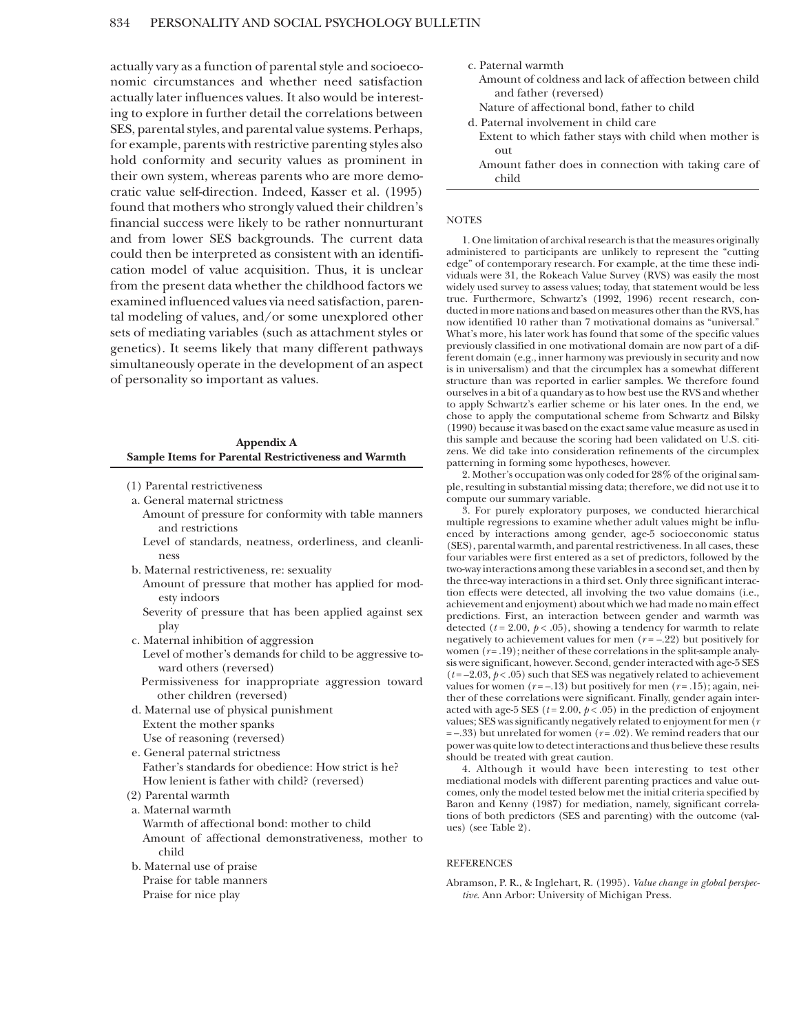actually vary as a function of parental style and socioeconomic circumstances and whether need satisfaction actually later influences values. It also would be interesting to explore in further detail the correlations between SES, parental styles, and parental value systems. Perhaps, for example, parents with restrictive parenting styles also hold conformity and security values as prominent in their own system, whereas parents who are more democratic value self-direction. Indeed, Kasser et al. (1995) found that mothers who strongly valued their children's financial success were likely to be rather nonnurturant and from lower SES backgrounds. The current data could then be interpreted as consistent with an identification model of value acquisition. Thus, it is unclear from the present data whether the childhood factors we examined influenced values via need satisfaction, parental modeling of values, and/or some unexplored other sets of mediating variables (such as attachment styles or genetics). It seems likely that many different pathways simultaneously operate in the development of an aspect of personality so important as values.

## Appendix A
### Sample Items for Parental Restrictiveness and Warmth

(1) Parental restrictiveness

a. General maternal strictness
   - Amount of pressure for conformity with table manners and restrictions
   - Level of standards, neatness, orderliness, and cleanliness

b. Maternal restrictiveness, re: sexuality
   - Amount of pressure that mother has applied for modesty indoors
   - Severity of pressure that has been applied against sex play

c. Maternal inhibition of aggression
   - Level of mother's demands for child to be aggressive toward others (reversed)
   - Permissiveness for inappropriate aggression toward other children (reversed)

d. Maternal use of physical punishment
   - Extent the mother spanks
   - Use of reasoning (reversed)

e. General paternal strictness
   - Father's standards for obedience: How strict is he?
   - How lenient is father with child? (reversed)

(2) Parental warmth

a. Maternal warmth
   - Warmth of affectional bond: mother to child
   - Amount of affectional demonstrativeness, mother to child

b. Maternal use of praise
   - Praise for table manners
   - Praise for nice play

c. Paternal warmth
   - Amount of coldness and lack of affection between child and father (reversed)
   - Nature of affectional bond, father to child

d. Paternal involvement in child care
   - Extent to which father stays with child when mother is out
   - Amount father does in connection with taking care of child

## NOTES

1. One limitation of archival research is that the measures originally administered to participants are unlikely to represent the "cutting edge" of contemporary research. For example, at the time these individuals were 31, the Rokeach Value Survey (RVS) was easily the most widely used survey to assess values; today, that statement would be less true. Furthermore, Schwartz's (1992, 1996) recent research, conducted in more nations and based on measures other than the RVS, has now identified 10 rather than 7 motivational domains as "universal." What's more, his later work has found that some of the specific values previously classified in one motivational domain are now part of a different domain (e.g., inner harmony was previously in security and now is in universalism) and that the circumplex has a somewhat different structure than was reported in earlier samples. We therefore found ourselves in a bit of a quandary as to how best use the RVS and whether to apply Schwartz's earlier scheme or his later ones. In the end, we chose to apply the computational scheme from Schwartz and Bilsky (1990) because it was based on the exact same value measure as used in this sample and because the scoring had been validated on U.S. citizens. We did take into consideration refinements of the circumplex patterning in forming some hypotheses, however.

2. Mother's occupation was only coded for 28% of the original sample, resulting in substantial missing data; therefore, we did not use it to compute our summary variable.

3. For purely exploratory purposes, we conducted hierarchical multiple regressions to examine whether adult values might be influenced by interactions among gender, age-5 socioeconomic status (SES), parental warmth, and parental restrictiveness. In all cases, these four variables were first entered as a set of predictors, followed by the two-way interactions among these variables in a second set, and then by the three-way interactions in a third set. Only three significant interaction effects were detected, all involving the two value domains (i.e., achievement and enjoyment) about which we had made no main effect predictions. First, an interaction between gender and warmth was detected ($t = 2.00$, $p < .05$), showing a tendency for warmth to relate negatively to achievement values for men ($r = -.22$) but positively for women ($r = .19$); neither of these correlations in the split-sample analysis were significant, however. Second, gender interacted with age-5 SES ($t = -2.03$, $p < .05$) such that SES was negatively related to achievement values for women ($r = -.13$) but positively for men ($r = .15$); again, neither of these correlations were significant. Finally, gender again interacted with age-5 SES ($t = 2.00$, $p < .05$) in the prediction of enjoyment values; SES was significantly negatively related to enjoyment for men ($r = -.33$) but unrelated for women ($r = .02$). We remind readers that our power was quite low to detect interactions and thus believe these results should be treated with great caution.

4. Although it would have been interesting to test other mediational models with different parenting practices and value outcomes, only the model tested below met the initial criteria specified by Baron and Kenny (1987) for mediation, namely, significant correlations of both predictors (SES and parenting) with the outcome (values) (see Table 2).

## REFERENCES

Abramson, P. R., & Inglehart, R. (1995). *Value change in global perspective*. Ann Arbor: University of Michigan Press.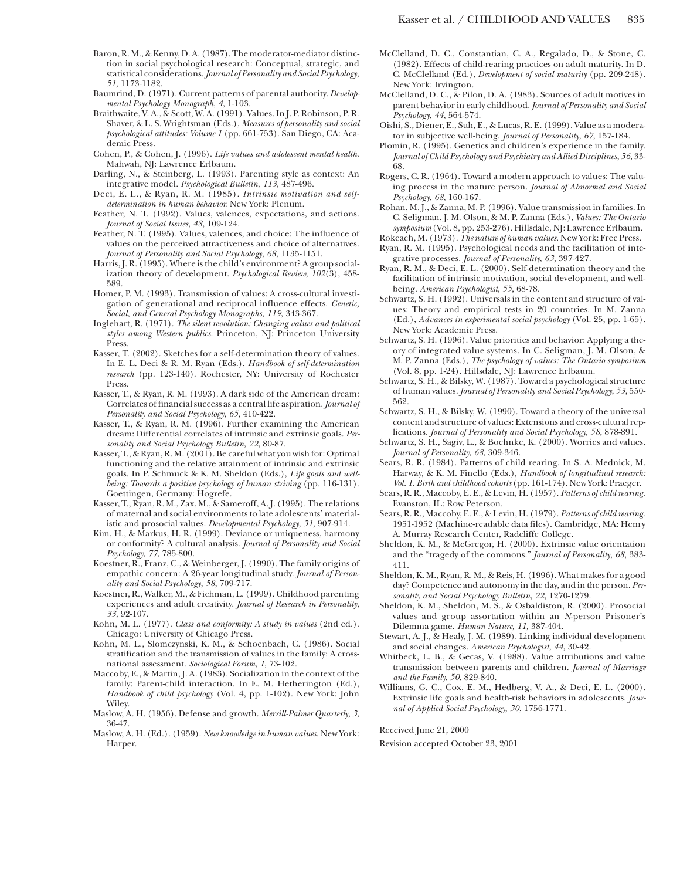Baron, R. M., & Kenny, D. A. (1987). The moderator-mediator distinction in social psychological research: Conceptual, strategic, and statistical considerations. *Journal of Personality and Social Psychology*, *51*, 1173-1182.

Baumrind, D. (1971). Current patterns of parental authority. *Developmental Psychology Monograph*, *4*, 1-103.

Braithwaite, V. A., & Scott, W. A. (1991). Values. In J. P. Robinson, P. R. Shaver, & L. S. Wrightsman (Eds.), *Measures of personality and social psychological attitudes: Volume 1* (pp. 661-753). San Diego, CA: Academic Press.

Cohen, P., & Cohen, J. (1996). *Life values and adolescent mental health*. Mahwah, NJ: Lawrence Erlbaum.

Darling, N., & Steinberg, L. (1993). Parenting style as context: An integrative model. *Psychological Bulletin*, *113*, 487-496.

Deci, E. L., & Ryan, R. M. (1985). *Intrinsic motivation and self-determination in human behavior*. New York: Plenum.

Feather, N. T. (1992). Values, valences, expectations, and actions. *Journal of Social Issues*, *48*, 109-124.

Feather, N. T. (1995). Values, valences, and choice: The influence of values on the perceived attractiveness and choice of alternatives. *Journal of Personality and Social Psychology*, *68*, 1135-1151.

Harris, J. R. (1995). Where is the child's environment? A group socialization theory of development. *Psychological Review*, *102*(3), 458-589.

Homer, P. M. (1993). Transmission of values: A cross-cultural investigation of generational and reciprocal influence effects. *Genetic, Social, and General Psychology Monographs*, *119*, 343-367.

Inglehart, R. (1971). *The silent revolution: Changing values and political styles among Western publics*. Princeton, NJ: Princeton University Press.

Kasser, T. (2002). Sketches for a self-determination theory of values. In E. L. Deci & R. M. Ryan (Eds.), *Handbook of self-determination research* (pp. 123-140). Rochester, NY: University of Rochester Press.

Kasser, T., & Ryan, R. M. (1993). A dark side of the American dream: Correlates of financial success as a central life aspiration. *Journal of Personality and Social Psychology*, *65*, 410-422.

Kasser, T., & Ryan, R. M. (1996). Further examining the American dream: Differential correlates of intrinsic and extrinsic goals. *Personality and Social Psychology Bulletin*, *22*, 80-87.

Kasser, T., & Ryan, R. M. (2001). Be careful what you wish for: Optimal functioning and the relative attainment of intrinsic and extrinsic goals. In P. Schmuck & K. M. Sheldon (Eds.), *Life goals and well-being: Towards a positive psychology of human striving* (pp. 116-131). Goettingen, Germany: Hogrefe.

Kasser, T., Ryan, R. M., Zax, M., & Sameroff, A. J. (1995). The relations of maternal and social environments to late adolescents' materialistic and prosocial values. *Developmental Psychology*, *31*, 907-914.

Kim, H., & Markus, H. R. (1999). Deviance or uniqueness, harmony or conformity? A cultural analysis. *Journal of Personality and Social Psychology*, *77*, 785-800.

Koestner, R., Franz, C., & Weinberger, J. (1990). The family origins of empathic concern: A 26-year longitudinal study. *Journal of Personality and Social Psychology*, *58*, 709-717.

Koestner, R., Walker, M., & Fichman, L. (1999). Childhood parenting experiences and adult creativity. *Journal of Research in Personality*, *33*, 92-107.

Kohn, M. L. (1977). *Class and conformity: A study in values* (2nd ed.). Chicago: University of Chicago Press.

Kohn, M. L., Slomczynski, K. M., & Schoenbach, C. (1986). Social stratification and the transmission of values in the family: A cross-national assessment. *Sociological Forum*, *1*, 73-102.

Maccoby, E., & Martin, J. A. (1983). Socialization in the context of the family: Parent-child interaction. In E. M. Hetherington (Ed.), *Handbook of child psychology* (Vol. 4, pp. 1-102). New York: John Wiley.

Maslow, A. H. (1956). Defense and growth. *Merrill-Palmer Quarterly*, *3*, 36-47.

Maslow, A. H. (Ed.). (1959). *New knowledge in human values*. New York: Harper.

McClelland, D. C., Constantian, C. A., Regalado, D., & Stone, C. (1982). Effects of child-rearing practices on adult maturity. In D. C. McClelland (Ed.), *Development of social maturity* (pp. 209-248). New York: Irvington.

McClelland, D. C., & Pilon, D. A. (1983). Sources of adult motives in parent behavior in early childhood. *Journal of Personality and Social Psychology*, *44*, 564-574.

Oishi, S., Diener, E., Suh, E., & Lucas, R. E. (1999). Value as a moderator in subjective well-being. *Journal of Personality*, *67*, 157-184.

Plomin, R. (1995). Genetics and children's experience in the family. *Journal of Child Psychology and Psychiatry and Allied Disciplines*, *36*, 33-68.

Rogers, C. R. (1964). Toward a modern approach to values: The valuing process in the mature person. *Journal of Abnormal and Social Psychology*, *68*, 160-167.

Rohan, M. J., & Zanna, M. P. (1996). Value transmission in families. In C. Seligman, J. M. Olson, & M. P. Zanna (Eds.), *Values: The Ontario symposium* (Vol. 8, pp. 253-276). Hillsdale, NJ: Lawrence Erlbaum.

Rokeach, M. (1973). *The nature of human values*. New York: Free Press.

Ryan, R. M. (1995). Psychological needs and the facilitation of integrative processes. *Journal of Personality*, *63*, 397-427.

Ryan, R. M., & Deci, E. L. (2000). Self-determination theory and the facilitation of intrinsic motivation, social development, and well-being. *American Psychologist*, *55*, 68-78.

Schwartz, S. H. (1992). Universals in the content and structure of values: Theory and empirical tests in 20 countries. In M. Zanna (Ed.), *Advances in experimental social psychology* (Vol. 25, pp. 1-65). New York: Academic Press.

Schwartz, S. H. (1996). Value priorities and behavior: Applying a theory of integrated value systems. In C. Seligman, J. M. Olson, & M. P. Zanna (Eds.), *The psychology of values: The Ontario symposium* (Vol. 8, pp. 1-24). Hillsdale, NJ: Lawrence Erlbaum.

Schwartz, S. H., & Bilsky, W. (1987). Toward a psychological structure of human values. *Journal of Personality and Social Psychology*, *53*, 550-562.

Schwartz, S. H., & Bilsky, W. (1990). Toward a theory of the universal content and structure of values: Extensions and cross-cultural replications. *Journal of Personality and Social Psychology*, *58*, 878-891.

Schwartz, S. H., Sagiv, L., & Boehnke, K. (2000). Worries and values. *Journal of Personality*, *68*, 309-346.

Sears, R. R. (1984). Patterns of child rearing. In S. A. Mednick, M. Harway, & K. M. Finello (Eds.), *Handbook of longitudinal research: Vol. 1. Birth and childhood cohorts* (pp. 161-174). New York: Praeger.

Sears, R. R., Maccoby, E. E., & Levin, H. (1957). *Patterns of child rearing*. Evanston, IL: Row Peterson.

Sears, R. R., Maccoby, E. E., & Levin, H. (1979). *Patterns of child rearing*. 1951-1952 (Machine-readable data files). Cambridge, MA: Henry A. Murray Research Center, Radcliffe College.

Sheldon, K. M., & McGregor, H. (2000). Extrinsic value orientation and the "tragedy of the commons." *Journal of Personality*, *68*, 383-411.

Sheldon, K. M., Ryan, R. M., & Reis, H. (1996). What makes for a good day? Competence and autonomy in the day, and in the person. *Personality and Social Psychology Bulletin*, *22*, 1270-1279.

Sheldon, K. M., Sheldon, M. S., & Osbaldiston, R. (2000). Prosocial values and group assortation within an *N*-person Prisoner's Dilemma game. *Human Nature*, *11*, 387-404.

Stewart, A. J., & Healy, J. M. (1989). Linking individual development and social changes. *American Psychologist*, *44*, 30-42.

Whitbeck, L. B., & Gecas, V. (1988). Value attributions and value transmission between parents and children. *Journal of Marriage and the Family*, *50*, 829-840.

Williams, G. C., Cox, E. M., Hedberg, V. A., & Deci, E. L. (2000). Extrinsic life goals and health-risk behaviors in adolescents. *Journal of Applied Social Psychology*, *30*, 1756-1771.

Received June 21, 2000

Revision accepted October 23, 2001